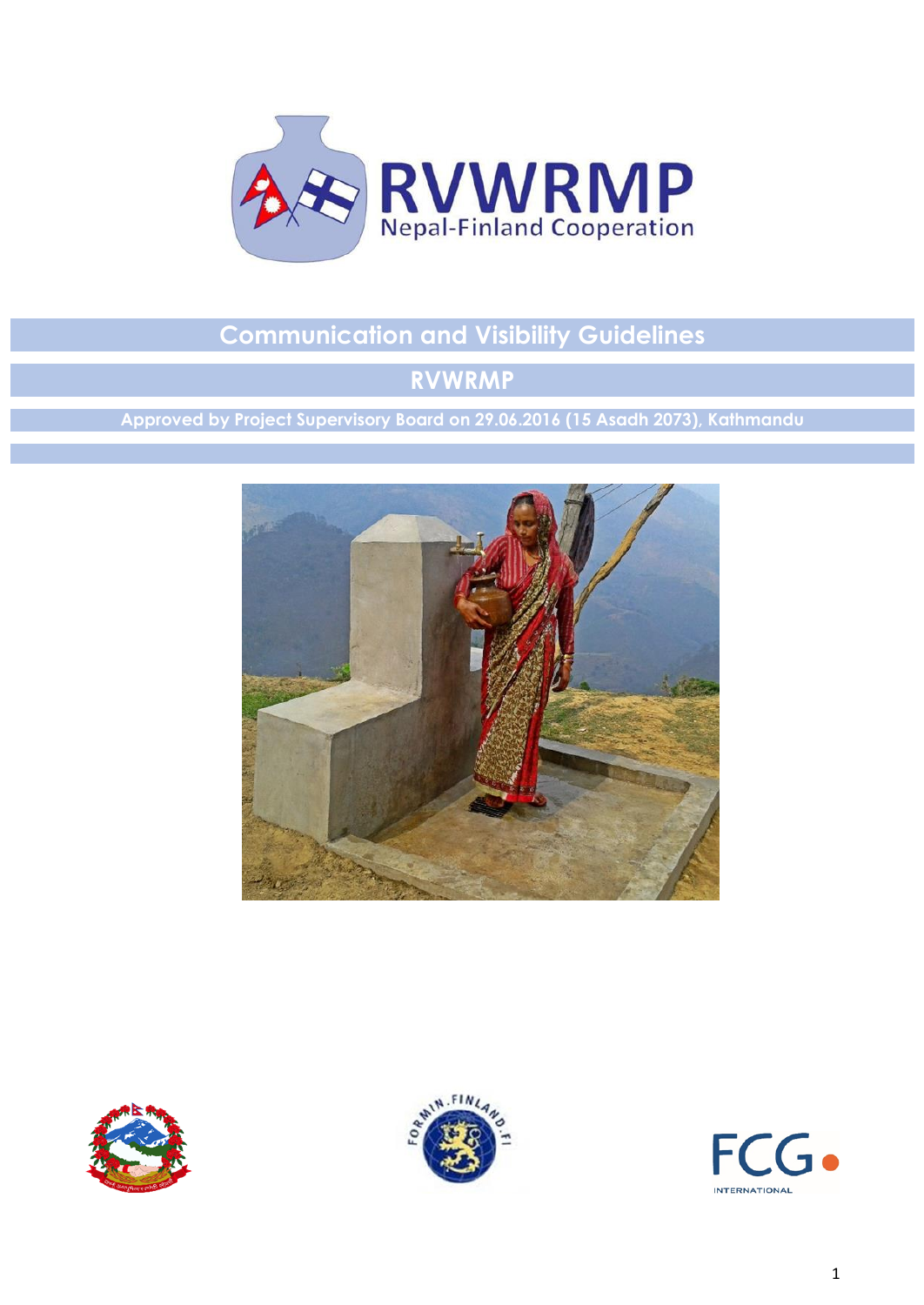RVWRMP

Nepal-Finland Cooperation

# Communication and Visibility Guidelines

## RVWRMP

**Approved by Project Supervisory Board on 29.06.2016 (15 Asadh 2073), Kathmandu**

FCG INTERNATIONAL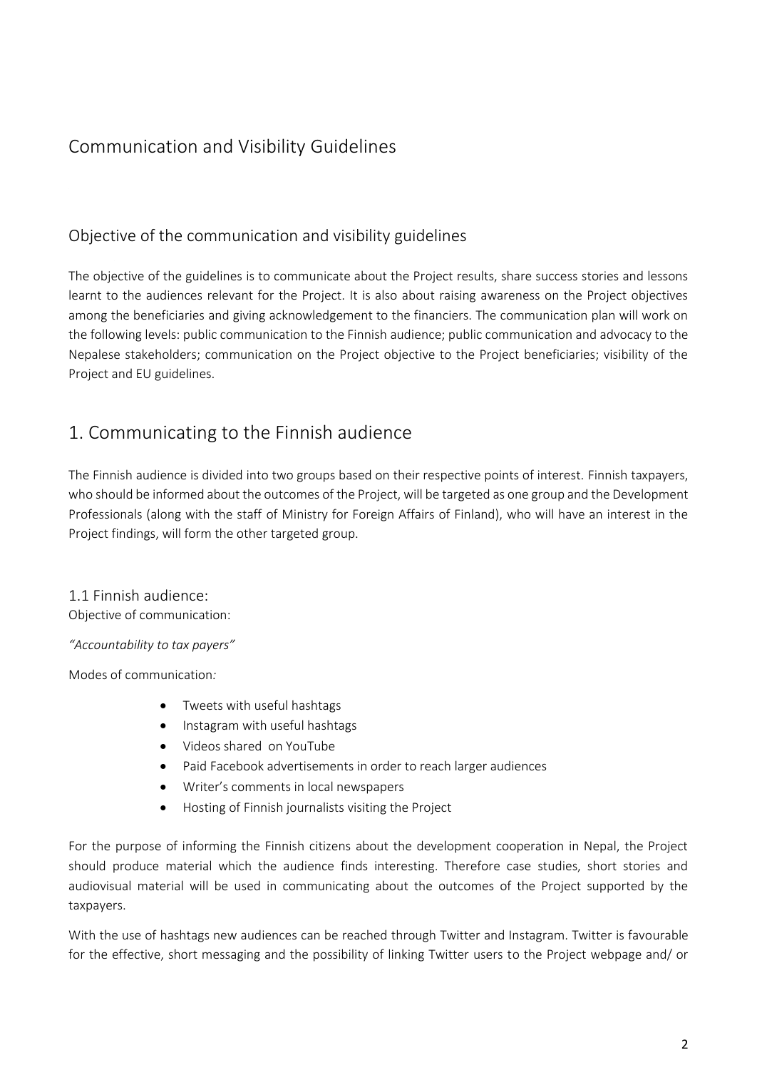# Communication and Visibility Guidelines

## Objective of the communication and visibility guidelines

The objective of the guidelines is to communicate about the Project results, share success stories and lessons learnt to the audiences relevant for the Project. It is also about raising awareness on the Project objectives among the beneficiaries and giving acknowledgement to the financiers. The communication plan will work on the following levels: public communication to the Finnish audience; public communication and advocacy to the Nepalese stakeholders; communication on the Project objective to the Project beneficiaries; visibility of the Project and EU guidelines.

# 1. Communicating to the Finnish audience

The Finnish audience is divided into two groups based on their respective points of interest. Finnish taxpayers, who should be informed about the outcomes of the Project, will be targeted as one group and the Development Professionals (along with the staff of Ministry for Foreign Affairs of Finland), who will have an interest in the Project findings, will form the other targeted group.

### 1.1 Finnish audience:

Objective of communication:

*"Accountability to tax payers"*

Modes of communication*:*

- Tweets with useful hashtags
- Instagram with useful hashtags
- Videos shared on YouTube
- Paid Facebook advertisements in order to reach larger audiences
- Writer's comments in local newspapers
- Hosting of Finnish journalists visiting the Project

For the purpose of informing the Finnish citizens about the development cooperation in Nepal, the Project should produce material which the audience finds interesting. Therefore case studies, short stories and audiovisual material will be used in communicating about the outcomes of the Project supported by the taxpayers.

With the use of hashtags new audiences can be reached through Twitter and Instagram. Twitter is favourable for the effective, short messaging and the possibility of linking Twitter users to the Project webpage and/ or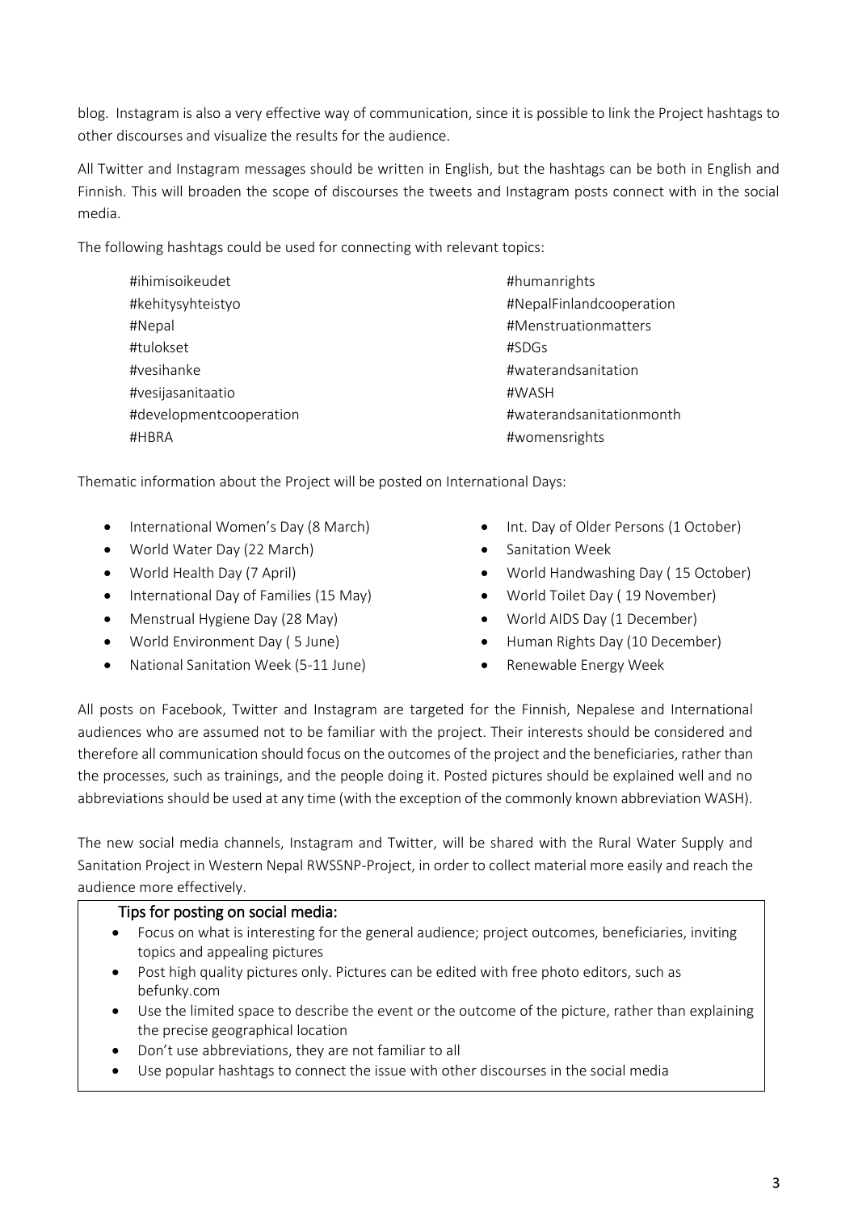blog. Instagram is also a very effective way of communication, since it is possible to link the Project hashtags to other discourses and visualize the results for the audience.

All Twitter and Instagram messages should be written in English, but the hashtags can be both in English and Finnish. This will broaden the scope of discourses the tweets and Instagram posts connect with in the social media.

The following hashtags could be used for connecting with relevant topics:

- #ihimisoikeudet
- #kehitysyhteistyo
- #Nepal
- #tulokset
- #vesihanke
- #vesijasanitaatio
- #developmentcooperation
- #HBRA
- #humanrights
- #NepalFinlandcooperation
- #Menstruationmatters
- #SDGs
- #waterandsanitation
- #WASH
- #waterandsanitationmonth
- #womensrights

Thematic information about the Project will be posted on International Days:

- International Women's Day (8 March)
- World Water Day (22 March)
- World Health Day (7 April)
- International Day of Families (15 May)
- Menstrual Hygiene Day (28 May)
- World Environment Day ( 5 June)
- National Sanitation Week (5-11 June)
- Int. Day of Older Persons (1 October)
- Sanitation Week
- World Handwashing Day ( 15 October)
- World Toilet Day ( 19 November)
- World AIDS Day (1 December)
- Human Rights Day (10 December)
- Renewable Energy Week

All posts on Facebook, Twitter and Instagram are targeted for the Finnish, Nepalese and International audiences who are assumed not to be familiar with the project. Their interests should be considered and therefore all communication should focus on the outcomes of the project and the beneficiaries, rather than the processes, such as trainings, and the people doing it. Posted pictures should be explained well and no abbreviations should be used at any time (with the exception of the commonly known abbreviation WASH).

The new social media channels, Instagram and Twitter, will be shared with the Rural Water Supply and Sanitation Project in Western Nepal RWSSNP-Project, in order to collect material more easily and reach the audience more effectively.

**Tips for posting on social media:**

- Focus on what is interesting for the general audience; project outcomes, beneficiaries, inviting topics and appealing pictures
- Post high quality pictures only. Pictures can be edited with free photo editors, such as befunky.com
- Use the limited space to describe the event or the outcome of the picture, rather than explaining the precise geographical location
- Don't use abbreviations, they are not familiar to all
- Use popular hashtags to connect the issue with other discourses in the social media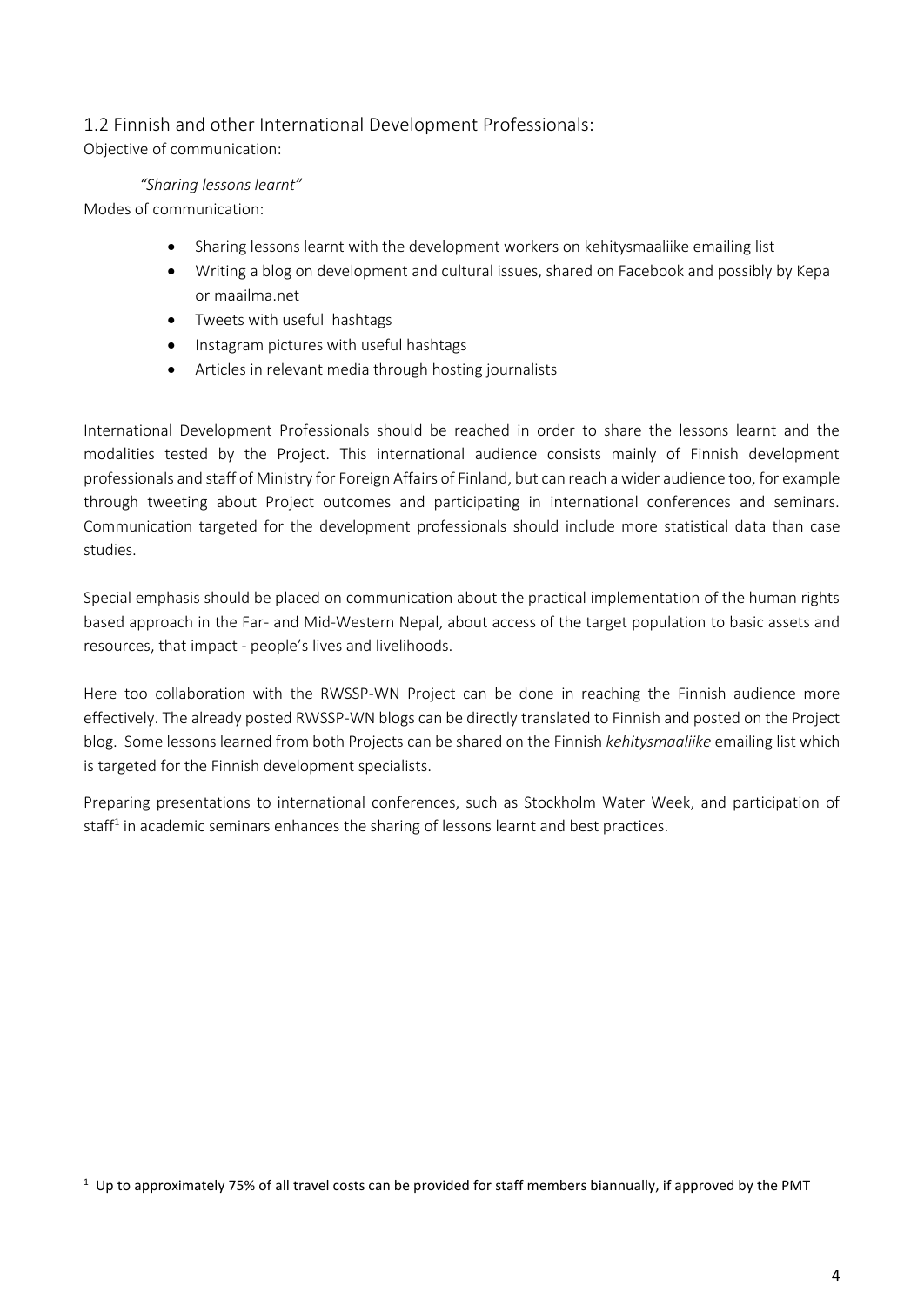## 1.2 Finnish and other International Development Professionals:

Objective of communication:

*"Sharing lessons learnt"*

Modes of communication:

- Sharing lessons learnt with the development workers on kehitysmaaliike emailing list
- Writing a blog on development and cultural issues, shared on Facebook and possibly by Kepa or maailma.net
- Tweets with useful hashtags
- Instagram pictures with useful hashtags
- Articles in relevant media through hosting journalists

International Development Professionals should be reached in order to share the lessons learnt and the modalities tested by the Project. This international audience consists mainly of Finnish development professionals and staff of Ministry for Foreign Affairs of Finland, but can reach a wider audience too, for example through tweeting about Project outcomes and participating in international conferences and seminars. Communication targeted for the development professionals should include more statistical data than case studies.

Special emphasis should be placed on communication about the practical implementation of the human rights based approach in the Far- and Mid-Western Nepal, about access of the target population to basic assets and resources, that impact - people's lives and livelihoods.

Here too collaboration with the RWSSP-WN Project can be done in reaching the Finnish audience more effectively. The already posted RWSSP-WN blogs can be directly translated to Finnish and posted on the Project blog. Some lessons learned from both Projects can be shared on the Finnish *kehitysmaaliike* emailing list which is targeted for the Finnish development specialists.

Preparing presentations to international conferences, such as Stockholm Water Week, and participation of staff[1] in academic seminars enhances the sharing of lessons learnt and best practices.

[1] Up to approximately 75% of all travel costs can be provided for staff members biannually, if approved by the PMT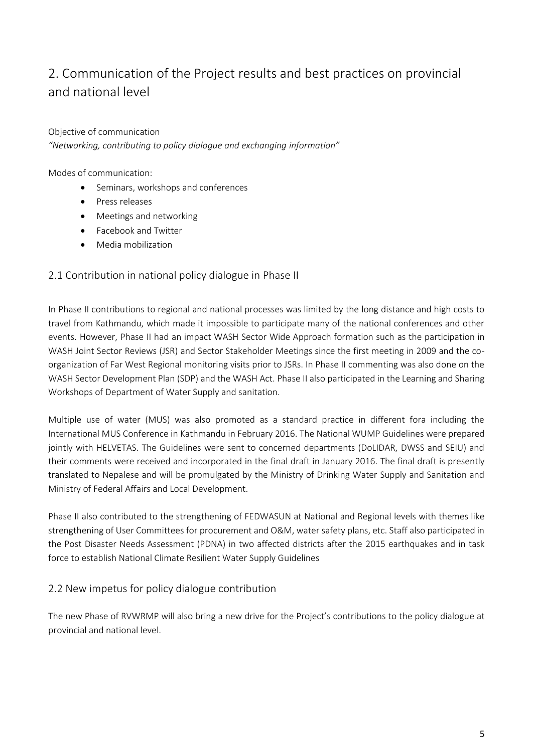## 2. Communication of the Project results and best practices on provincial and national level

Objective of communication

*"Networking, contributing to policy dialogue and exchanging information"*

Modes of communication:

- Seminars, workshops and conferences
- Press releases
- Meetings and networking
- Facebook and Twitter
- Media mobilization

### 2.1 Contribution in national policy dialogue in Phase II

In Phase II contributions to regional and national processes was limited by the long distance and high costs to travel from Kathmandu, which made it impossible to participate many of the national conferences and other events. However, Phase II had an impact WASH Sector Wide Approach formation such as the participation in WASH Joint Sector Reviews (JSR) and Sector Stakeholder Meetings since the first meeting in 2009 and the co-organization of Far West Regional monitoring visits prior to JSRs. In Phase II commenting was also done on the WASH Sector Development Plan (SDP) and the WASH Act. Phase II also participated in the Learning and Sharing Workshops of Department of Water Supply and sanitation.

Multiple use of water (MUS) was also promoted as a standard practice in different fora including the International MUS Conference in Kathmandu in February 2016. The National WUMP Guidelines were prepared jointly with HELVETAS. The Guidelines were sent to concerned departments (DoLIDAR, DWSS and SEIU) and their comments were received and incorporated in the final draft in January 2016. The final draft is presently translated to Nepalese and will be promulgated by the Ministry of Drinking Water Supply and Sanitation and Ministry of Federal Affairs and Local Development.

Phase II also contributed to the strengthening of FEDWASUN at National and Regional levels with themes like strengthening of User Committees for procurement and O&M, water safety plans, etc. Staff also participated in the Post Disaster Needs Assessment (PDNA) in two affected districts after the 2015 earthquakes and in task force to establish National Climate Resilient Water Supply Guidelines

### 2.2 New impetus for policy dialogue contribution

The new Phase of RVWRMP will also bring a new drive for the Project's contributions to the policy dialogue at provincial and national level.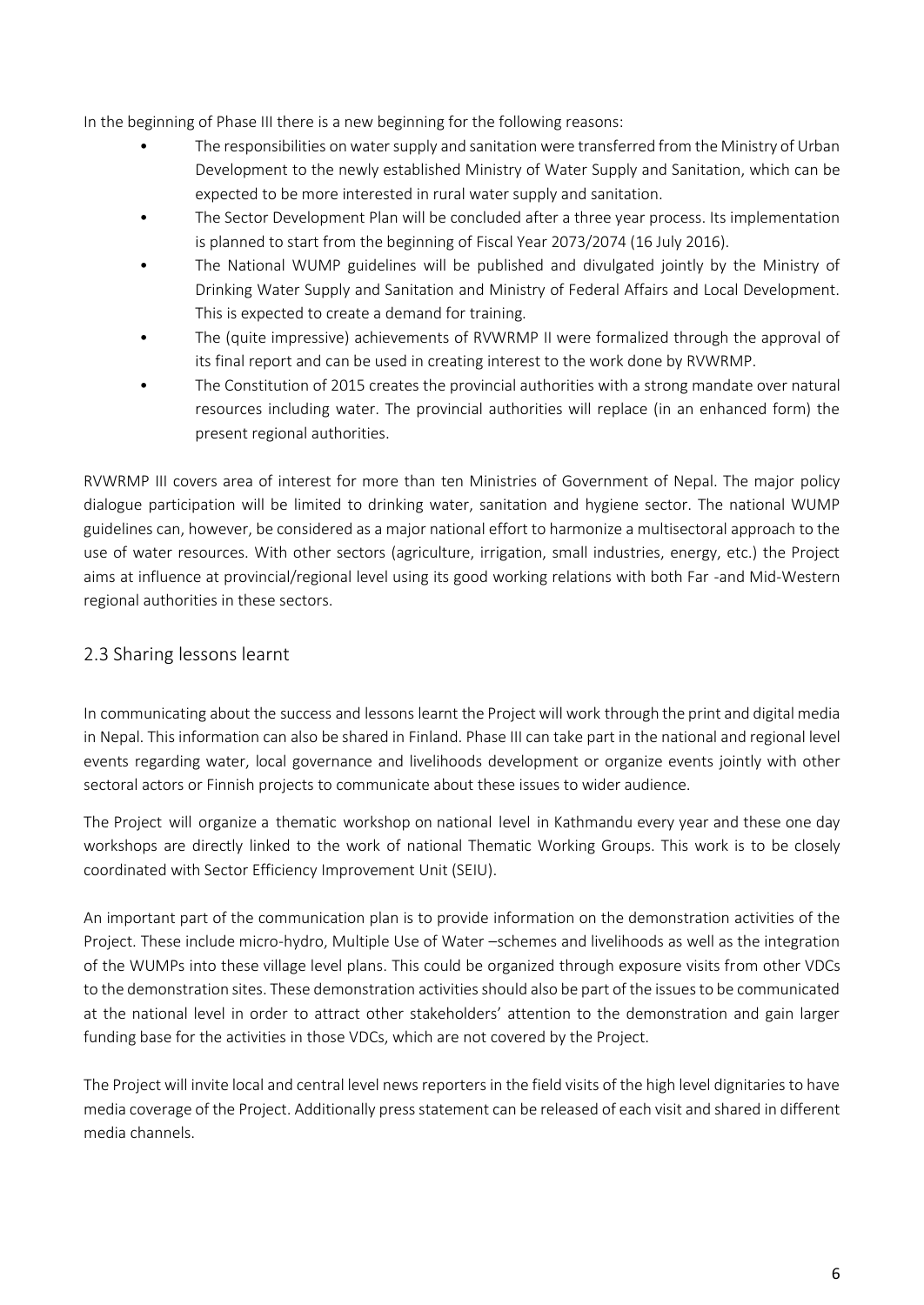In the beginning of Phase III there is a new beginning for the following reasons:

- The responsibilities on water supply and sanitation were transferred from the Ministry of Urban Development to the newly established Ministry of Water Supply and Sanitation, which can be expected to be more interested in rural water supply and sanitation.
- The Sector Development Plan will be concluded after a three year process. Its implementation is planned to start from the beginning of Fiscal Year 2073/2074 (16 July 2016).
- The National WUMP guidelines will be published and divulgated jointly by the Ministry of Drinking Water Supply and Sanitation and Ministry of Federal Affairs and Local Development. This is expected to create a demand for training.
- The (quite impressive) achievements of RVWRMP II were formalized through the approval of its final report and can be used in creating interest to the work done by RVWRMP.
- The Constitution of 2015 creates the provincial authorities with a strong mandate over natural resources including water. The provincial authorities will replace (in an enhanced form) the present regional authorities.

RVWRMP III covers area of interest for more than ten Ministries of Government of Nepal. The major policy dialogue participation will be limited to drinking water, sanitation and hygiene sector. The national WUMP guidelines can, however, be considered as a major national effort to harmonize a multisectoral approach to the use of water resources. With other sectors (agriculture, irrigation, small industries, energy, etc.) the Project aims at influence at provincial/regional level using its good working relations with both Far -and Mid-Western regional authorities in these sectors.

## 2.3 Sharing lessons learnt

In communicating about the success and lessons learnt the Project will work through the print and digital media in Nepal. This information can also be shared in Finland. Phase III can take part in the national and regional level events regarding water, local governance and livelihoods development or organize events jointly with other sectoral actors or Finnish projects to communicate about these issues to wider audience.

The Project will organize a thematic workshop on national level in Kathmandu every year and these one day workshops are directly linked to the work of national Thematic Working Groups. This work is to be closely coordinated with Sector Efficiency Improvement Unit (SEIU).

An important part of the communication plan is to provide information on the demonstration activities of the Project. These include micro-hydro, Multiple Use of Water –schemes and livelihoods as well as the integration of the WUMPs into these village level plans. This could be organized through exposure visits from other VDCs to the demonstration sites. These demonstration activities should also be part of the issues to be communicated at the national level in order to attract other stakeholders' attention to the demonstration and gain larger funding base for the activities in those VDCs, which are not covered by the Project.

The Project will invite local and central level news reporters in the field visits of the high level dignitaries to have media coverage of the Project. Additionally press statement can be released of each visit and shared in different media channels.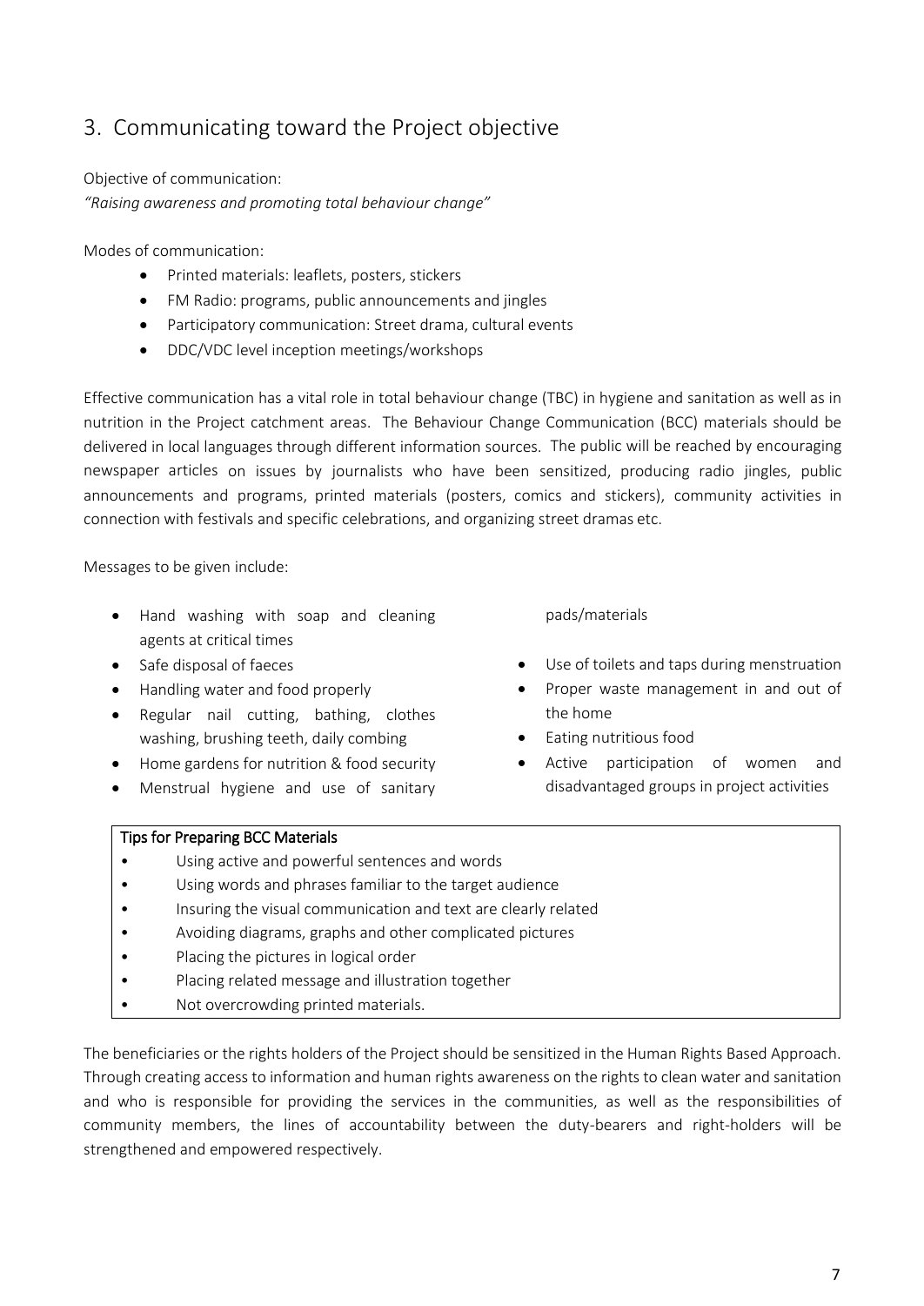## 3. Communicating toward the Project objective

Objective of communication:

*"Raising awareness and promoting total behaviour change"*

Modes of communication:

- Printed materials: leaflets, posters, stickers
- FM Radio: programs, public announcements and jingles
- Participatory communication: Street drama, cultural events
- DDC/VDC level inception meetings/workshops

Effective communication has a vital role in total behaviour change (TBC) in hygiene and sanitation as well as in nutrition in the Project catchment areas. The Behaviour Change Communication (BCC) materials should be delivered in local languages through different information sources. The public will be reached by encouraging newspaper articles on issues by journalists who have been sensitized, producing radio jingles, public announcements and programs, printed materials (posters, comics and stickers), community activities in connection with festivals and specific celebrations, and organizing street dramas etc.

Messages to be given include:

- Hand washing with soap and cleaning agents at critical times
- Safe disposal of faeces
- Handling water and food properly
- Regular nail cutting, bathing, clothes washing, brushing teeth, daily combing
- Home gardens for nutrition & food security
- Menstrual hygiene and use of sanitary pads/materials
- Use of toilets and taps during menstruation
- Proper waste management in and out of the home
- Eating nutritious food
- Active participation of women and disadvantaged groups in project activities

**Tips for Preparing BCC Materials**

- Using active and powerful sentences and words
- Using words and phrases familiar to the target audience
- Insuring the visual communication and text are clearly related
- Avoiding diagrams, graphs and other complicated pictures
- Placing the pictures in logical order
- Placing related message and illustration together
- Not overcrowding printed materials.

The beneficiaries or the rights holders of the Project should be sensitized in the Human Rights Based Approach. Through creating access to information and human rights awareness on the rights to clean water and sanitation and who is responsible for providing the services in the communities, as well as the responsibilities of community members, the lines of accountability between the duty-bearers and right-holders will be strengthened and empowered respectively.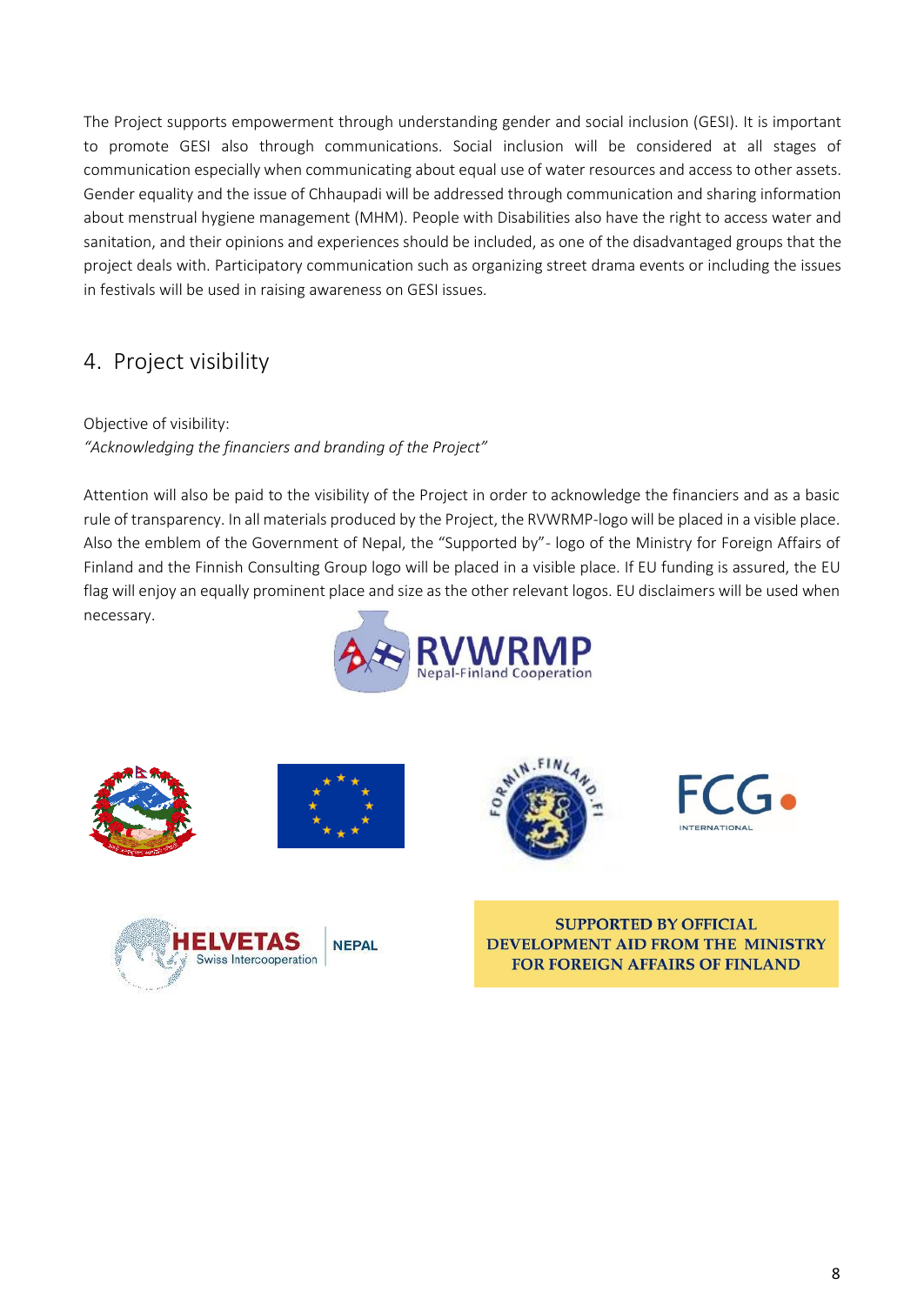The Project supports empowerment through understanding gender and social inclusion (GESI). It is important to promote GESI also through communications. Social inclusion will be considered at all stages of communication especially when communicating about equal use of water resources and access to other assets. Gender equality and the issue of Chhaupadi will be addressed through communication and sharing information about menstrual hygiene management (MHM). People with Disabilities also have the right to access water and sanitation, and their opinions and experiences should be included, as one of the disadvantaged groups that the project deals with. Participatory communication such as organizing street drama events or including the issues in festivals will be used in raising awareness on GESI issues.

## 4. Project visibility

Objective of visibility:
*"Acknowledging the financiers and branding of the Project"*

Attention will also be paid to the visibility of the Project in order to acknowledge the financiers and as a basic rule of transparency. In all materials produced by the Project, the RVWRMP-logo will be placed in a visible place. Also the emblem of the Government of Nepal, the "Supported by"- logo of the Ministry for Foreign Affairs of Finland and the Finnish Consulting Group logo will be placed in a visible place. If EU funding is assured, the EU flag will enjoy an equally prominent place and size as the other relevant logos. EU disclaimers will be used when necessary.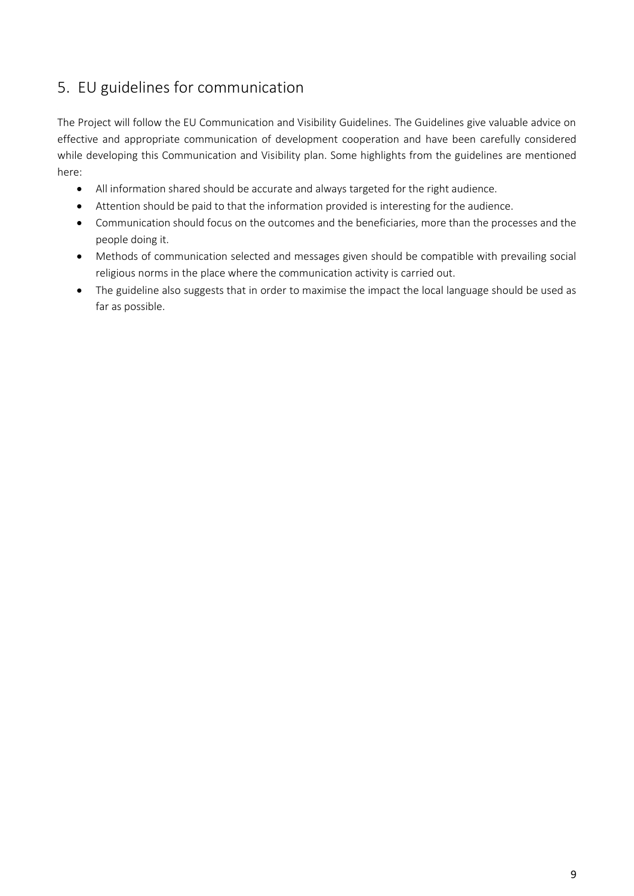## 5. EU guidelines for communication

The Project will follow the EU Communication and Visibility Guidelines. The Guidelines give valuable advice on effective and appropriate communication of development cooperation and have been carefully considered while developing this Communication and Visibility plan. Some highlights from the guidelines are mentioned here:

- All information shared should be accurate and always targeted for the right audience.
- Attention should be paid to that the information provided is interesting for the audience.
- Communication should focus on the outcomes and the beneficiaries, more than the processes and the people doing it.
- Methods of communication selected and messages given should be compatible with prevailing social religious norms in the place where the communication activity is carried out.
- The guideline also suggests that in order to maximise the impact the local language should be used as far as possible.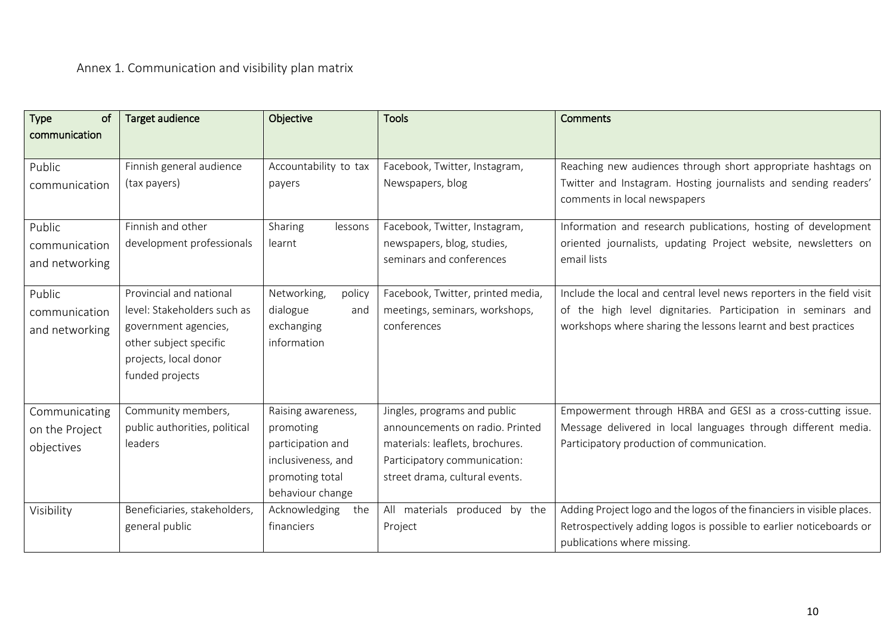Annex 1. Communication and visibility plan matrix

| Type of communication | Target audience | Objective | Tools | Comments |
|---|---|---|---|---|
| Public communication | Finnish general audience (tax payers) | Accountability to tax payers | Facebook, Twitter, Instagram, Newspapers, blog | Reaching new audiences through short appropriate hashtags on Twitter and Instagram. Hosting journalists and sending readers' comments in local newspapers |
| Public communication and networking | Finnish and other development professionals | Sharing lessons learnt | Facebook, Twitter, Instagram, newspapers, blog, studies, seminars and conferences | Information and research publications, hosting of development oriented journalists, updating Project website, newsletters on email lists |
| Public communication and networking | Provincial and national level: Stakeholders such as government agencies, other subject specific projects, local donor funded projects | Networking, policy dialogue and exchanging information | Facebook, Twitter, printed media, meetings, seminars, workshops, conferences | Include the local and central level news reporters in the field visit of the high level dignitaries. Participation in seminars and workshops where sharing the lessons learnt and best practices |
| Communicating on the Project objectives | Community members, public authorities, political leaders | Raising awareness, promoting participation and inclusiveness, and promoting total behaviour change | Jingles, programs and public announcements on radio. Printed materials: leaflets, brochures. Participatory communication: street drama, cultural events. | Empowerment through HRBA and GESI as a cross-cutting issue. Message delivered in local languages through different media. Participatory production of communication. |
| Visibility | Beneficiaries, stakeholders, general public | Acknowledging the financiers | All materials produced by the Project | Adding Project logo and the logos of the financiers in visible places. Retrospectively adding logos is possible to earlier noticeboards or publications where missing. |